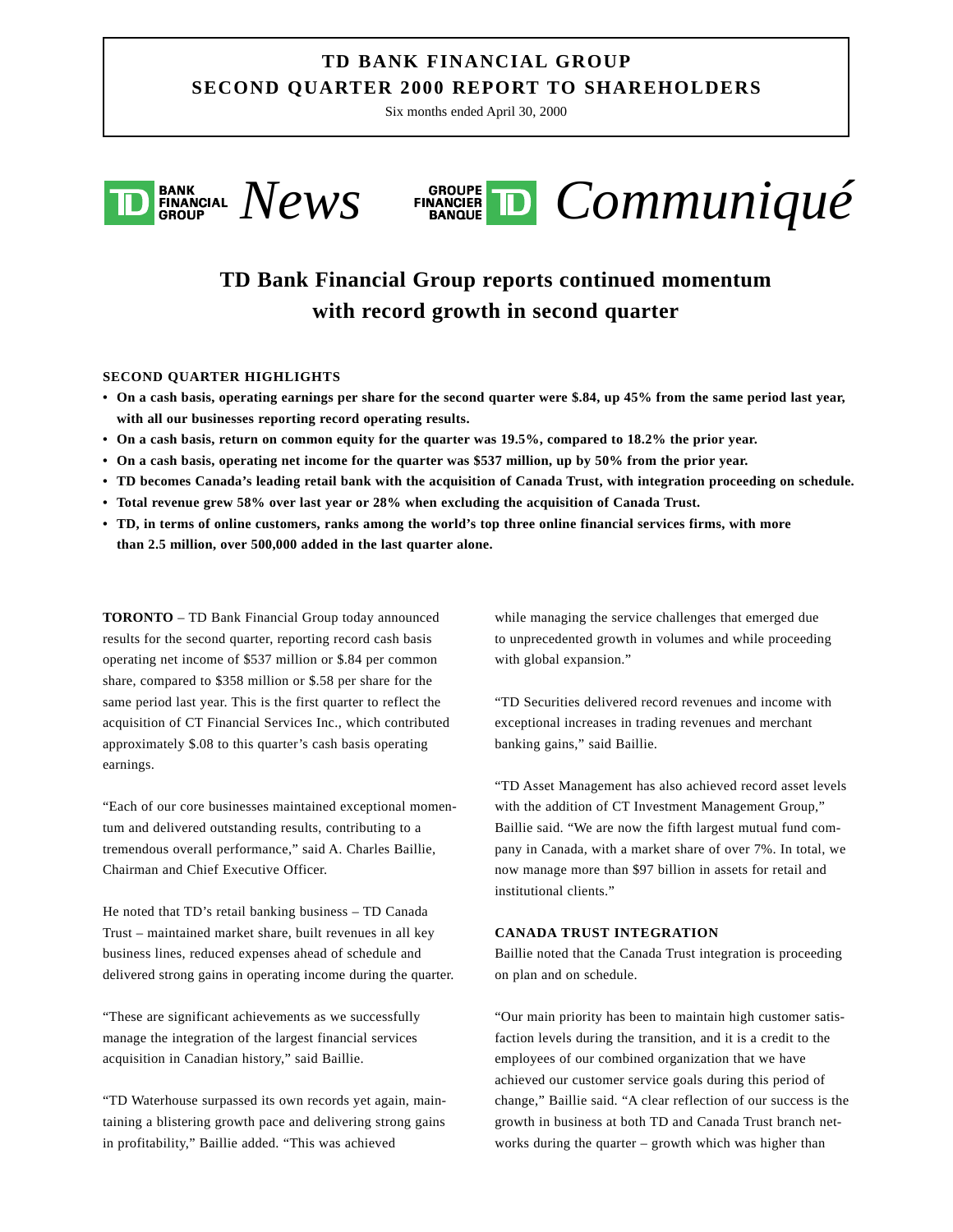# TD BANK FINANCIAL GROUP
# SECOND QUARTER 2000 REPORT TO SHAREHOLDERS

Six months ended April 30, 2000

TD BANK FINANCIAL GROUP *News* GROUPE FINANCIER BANQUE TD *Communiqué*

## TD Bank Financial Group reports continued momentum with record growth in second quarter

### SECOND QUARTER HIGHLIGHTS

- **On a cash basis, operating earnings per share for the second quarter were $.84, up 45% from the same period last year, with all our businesses reporting record operating results.**
- **On a cash basis, return on common equity for the quarter was 19.5%, compared to 18.2% the prior year.**
- **On a cash basis, operating net income for the quarter was $537 million, up by 50% from the prior year.**
- **TD becomes Canada's leading retail bank with the acquisition of Canada Trust, with integration proceeding on schedule.**
- **Total revenue grew 58% over last year or 28% when excluding the acquisition of Canada Trust.**
- **TD, in terms of online customers, ranks among the world's top three online financial services firms, with more than 2.5 million, over 500,000 added in the last quarter alone.**

**TORONTO** – TD Bank Financial Group today announced results for the second quarter, reporting record cash basis operating net income of $537 million or $.84 per common share, compared to $358 million or $.58 per share for the same period last year. This is the first quarter to reflect the acquisition of CT Financial Services Inc., which contributed approximately $.08 to this quarter's cash basis operating earnings.

"Each of our core businesses maintained exceptional momentum and delivered outstanding results, contributing to a tremendous overall performance," said A. Charles Baillie, Chairman and Chief Executive Officer.

He noted that TD's retail banking business – TD Canada Trust – maintained market share, built revenues in all key business lines, reduced expenses ahead of schedule and delivered strong gains in operating income during the quarter.

"These are significant achievements as we successfully manage the integration of the largest financial services acquisition in Canadian history," said Baillie.

"TD Waterhouse surpassed its own records yet again, maintaining a blistering growth pace and delivering strong gains in profitability," Baillie added. "This was achieved while managing the service challenges that emerged due to unprecedented growth in volumes and while proceeding with global expansion."

"TD Securities delivered record revenues and income with exceptional increases in trading revenues and merchant banking gains," said Baillie.

"TD Asset Management has also achieved record asset levels with the addition of CT Investment Management Group," Baillie said. "We are now the fifth largest mutual fund company in Canada, with a market share of over 7%. In total, we now manage more than $97 billion in assets for retail and institutional clients."

### CANADA TRUST INTEGRATION

Baillie noted that the Canada Trust integration is proceeding on plan and on schedule.

"Our main priority has been to maintain high customer satisfaction levels during the transition, and it is a credit to the employees of our combined organization that we have achieved our customer service goals during this period of change," Baillie said. "A clear reflection of our success is the growth in business at both TD and Canada Trust branch networks during the quarter – growth which was higher than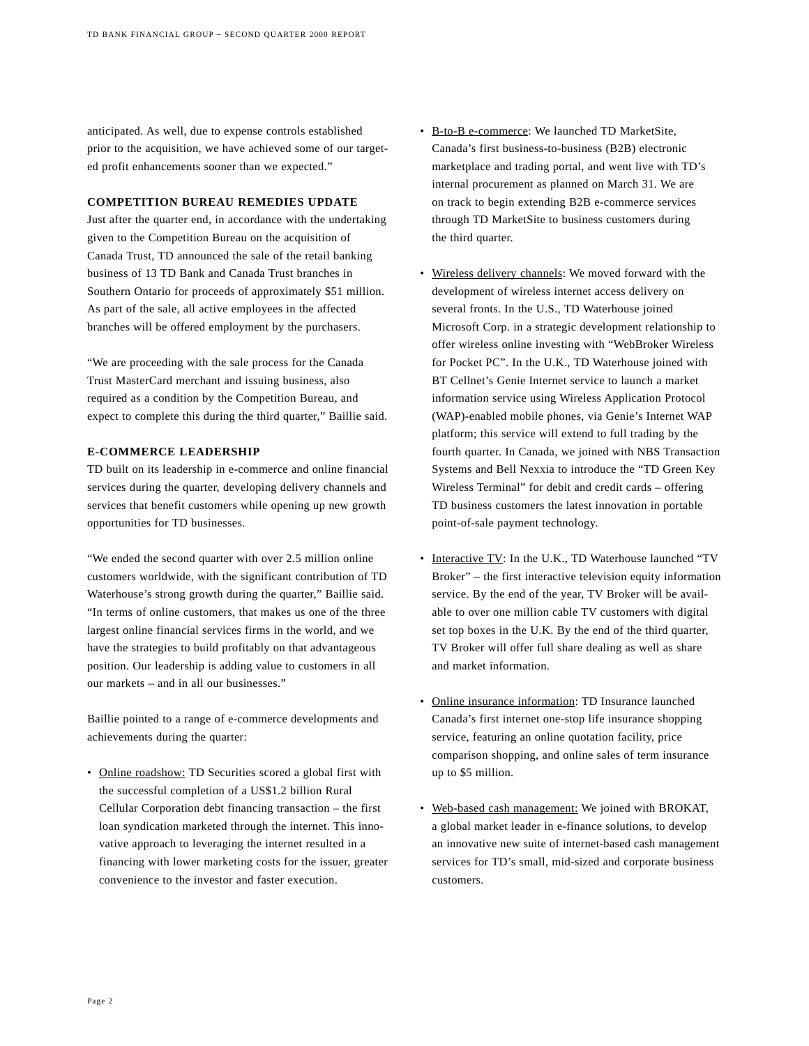anticipated. As well, due to expense controls established prior to the acquisition, we have achieved some of our targeted profit enhancements sooner than we expected."

## COMPETITION BUREAU REMEDIES UPDATE

Just after the quarter end, in accordance with the undertaking given to the Competition Bureau on the acquisition of Canada Trust, TD announced the sale of the retail banking business of 13 TD Bank and Canada Trust branches in Southern Ontario for proceeds of approximately $51 million. As part of the sale, all active employees in the affected branches will be offered employment by the purchasers.

"We are proceeding with the sale process for the Canada Trust MasterCard merchant and issuing business, also required as a condition by the Competition Bureau, and expect to complete this during the third quarter," Baillie said.

## E-COMMERCE LEADERSHIP

TD built on its leadership in e-commerce and online financial services during the quarter, developing delivery channels and services that benefit customers while opening up new growth opportunities for TD businesses.

"We ended the second quarter with over 2.5 million online customers worldwide, with the significant contribution of TD Waterhouse's strong growth during the quarter," Baillie said. "In terms of online customers, that makes us one of the three largest online financial services firms in the world, and we have the strategies to build profitably on that advantageous position. Our leadership is adding value to customers in all our markets – and in all our businesses."

Baillie pointed to a range of e-commerce developments and achievements during the quarter:

- Online roadshow: TD Securities scored a global first with the successful completion of a US$1.2 billion Rural Cellular Corporation debt financing transaction – the first loan syndication marketed through the internet. This innovative approach to leveraging the internet resulted in a financing with lower marketing costs for the issuer, greater convenience to the investor and faster execution.

- B-to-B e-commerce: We launched TD MarketSite, Canada's first business-to-business (B2B) electronic marketplace and trading portal, and went live with TD's internal procurement as planned on March 31. We are on track to begin extending B2B e-commerce services through TD MarketSite to business customers during the third quarter.

- Wireless delivery channels: We moved forward with the development of wireless internet access delivery on several fronts. In the U.S., TD Waterhouse joined Microsoft Corp. in a strategic development relationship to offer wireless online investing with "WebBroker Wireless for Pocket PC". In the U.K., TD Waterhouse joined with BT Cellnet's Genie Internet service to launch a market information service using Wireless Application Protocol (WAP)-enabled mobile phones, via Genie's Internet WAP platform; this service will extend to full trading by the fourth quarter. In Canada, we joined with NBS Transaction Systems and Bell Nexxia to introduce the "TD Green Key Wireless Terminal" for debit and credit cards – offering TD business customers the latest innovation in portable point-of-sale payment technology.

- Interactive TV: In the U.K., TD Waterhouse launched "TV Broker" – the first interactive television equity information service. By the end of the year, TV Broker will be available to over one million cable TV customers with digital set top boxes in the U.K. By the end of the third quarter, TV Broker will offer full share dealing as well as share and market information.

- Online insurance information: TD Insurance launched Canada's first internet one-stop life insurance shopping service, featuring an online quotation facility, price comparison shopping, and online sales of term insurance up to $5 million.

- Web-based cash management: We joined with BROKAT, a global market leader in e-finance solutions, to develop an innovative new suite of internet-based cash management services for TD's small, mid-sized and corporate business customers.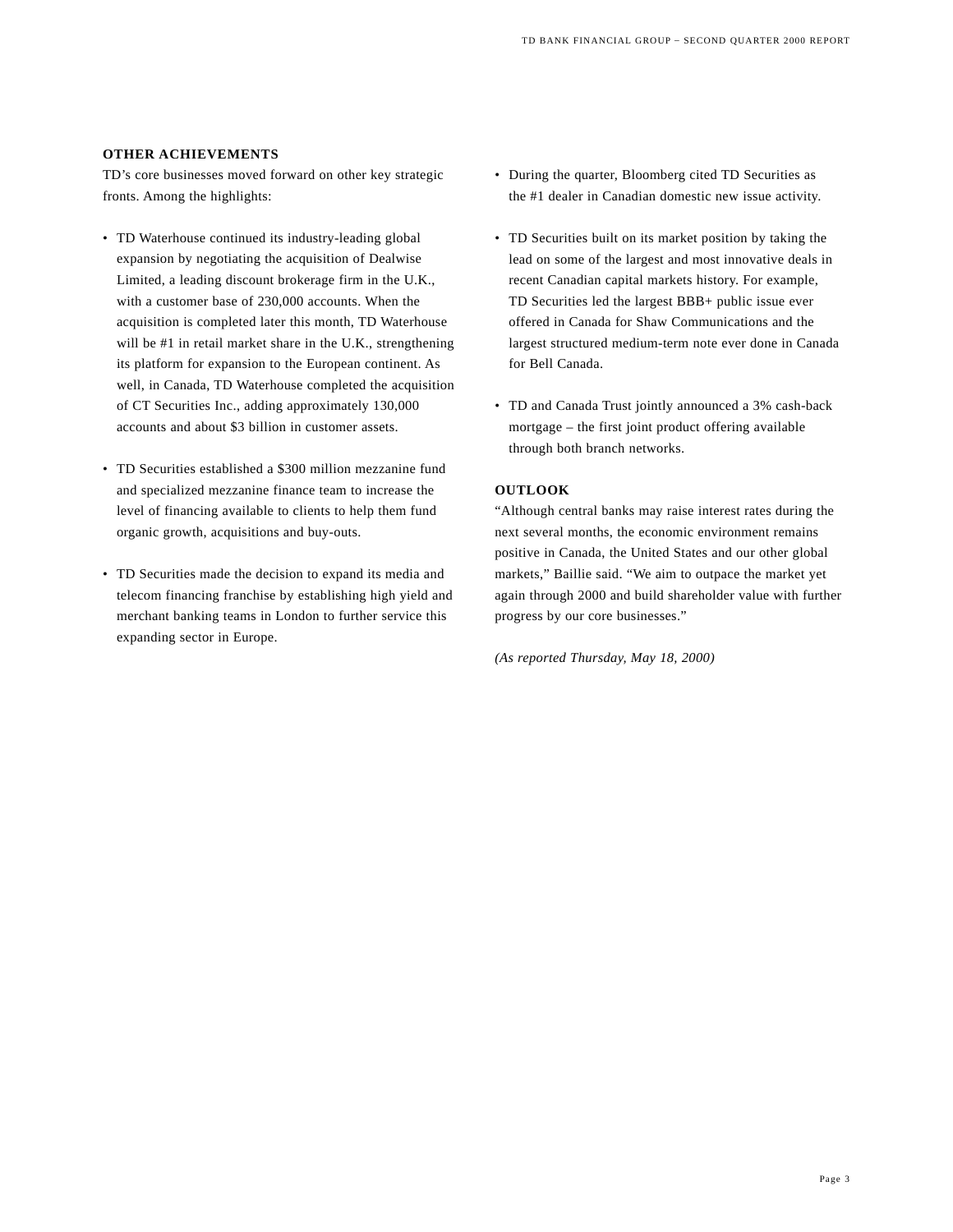## OTHER ACHIEVEMENTS

TD's core businesses moved forward on other key strategic fronts. Among the highlights:

- TD Waterhouse continued its industry-leading global expansion by negotiating the acquisition of Dealwise Limited, a leading discount brokerage firm in the U.K., with a customer base of 230,000 accounts. When the acquisition is completed later this month, TD Waterhouse will be #1 in retail market share in the U.K., strengthening its platform for expansion to the European continent. As well, in Canada, TD Waterhouse completed the acquisition of CT Securities Inc., adding approximately 130,000 accounts and about $3 billion in customer assets.

- TD Securities established a $300 million mezzanine fund and specialized mezzanine finance team to increase the level of financing available to clients to help them fund organic growth, acquisitions and buy-outs.

- TD Securities made the decision to expand its media and telecom financing franchise by establishing high yield and merchant banking teams in London to further service this expanding sector in Europe.

- During the quarter, Bloomberg cited TD Securities as the #1 dealer in Canadian domestic new issue activity.

- TD Securities built on its market position by taking the lead on some of the largest and most innovative deals in recent Canadian capital markets history. For example, TD Securities led the largest BBB+ public issue ever offered in Canada for Shaw Communications and the largest structured medium-term note ever done in Canada for Bell Canada.

- TD and Canada Trust jointly announced a 3% cash-back mortgage – the first joint product offering available through both branch networks.

## OUTLOOK

"Although central banks may raise interest rates during the next several months, the economic environment remains positive in Canada, the United States and our other global markets," Baillie said. "We aim to outpace the market yet again through 2000 and build shareholder value with further progress by our core businesses."

*(As reported Thursday, May 18, 2000)*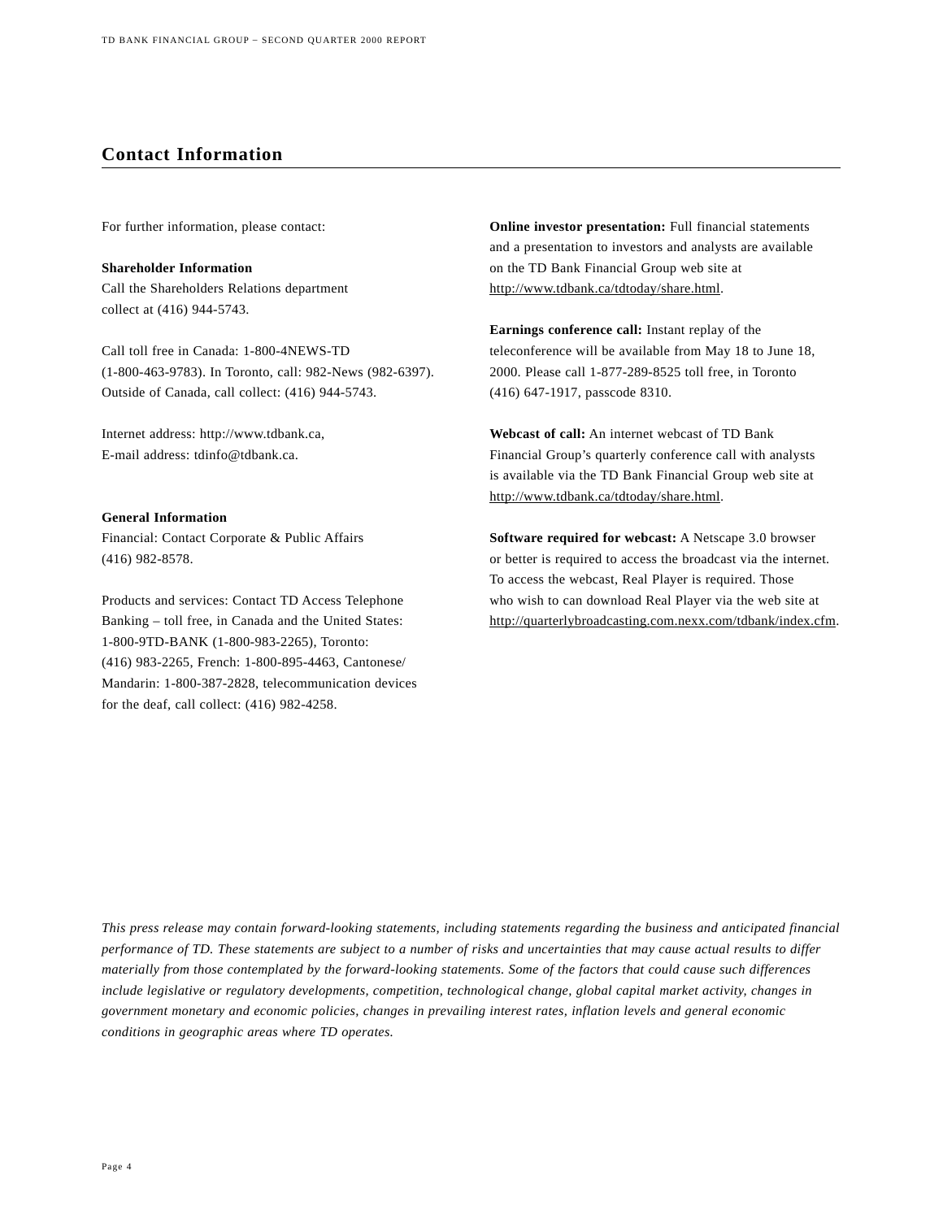## Contact Information

For further information, please contact:

**Shareholder Information**
Call the Shareholders Relations department collect at (416) 944-5743.

Call toll free in Canada: 1-800-4NEWS-TD (1-800-463-9783). In Toronto, call: 982-News (982-6397). Outside of Canada, call collect: (416) 944-5743.

Internet address: http://www.tdbank.ca,
E-mail address: tdinfo@tdbank.ca.

**General Information**
Financial: Contact Corporate & Public Affairs (416) 982-8578.

Products and services: Contact TD Access Telephone Banking – toll free, in Canada and the United States: 1-800-9TD-BANK (1-800-983-2265), Toronto: (416) 983-2265, French: 1-800-895-4463, Cantonese/ Mandarin: 1-800-387-2828, telecommunication devices for the deaf, call collect: (416) 982-4258.

**Online investor presentation:** Full financial statements and a presentation to investors and analysts are available on the TD Bank Financial Group web site at http://www.tdbank.ca/tdtoday/share.html.

**Earnings conference call:** Instant replay of the teleconference will be available from May 18 to June 18, 2000. Please call 1-877-289-8525 toll free, in Toronto (416) 647-1917, passcode 8310.

**Webcast of call:** An internet webcast of TD Bank Financial Group's quarterly conference call with analysts is available via the TD Bank Financial Group web site at http://www.tdbank.ca/tdtoday/share.html.

**Software required for webcast:** A Netscape 3.0 browser or better is required to access the broadcast via the internet. To access the webcast, Real Player is required. Those who wish to can download Real Player via the web site at http://quarterlybroadcasting.com.nexx.com/tdbank/index.cfm.

*This press release may contain forward-looking statements, including statements regarding the business and anticipated financial performance of TD. These statements are subject to a number of risks and uncertainties that may cause actual results to differ materially from those contemplated by the forward-looking statements. Some of the factors that could cause such differences include legislative or regulatory developments, competition, technological change, global capital market activity, changes in government monetary and economic policies, changes in prevailing interest rates, inflation levels and general economic conditions in geographic areas where TD operates.*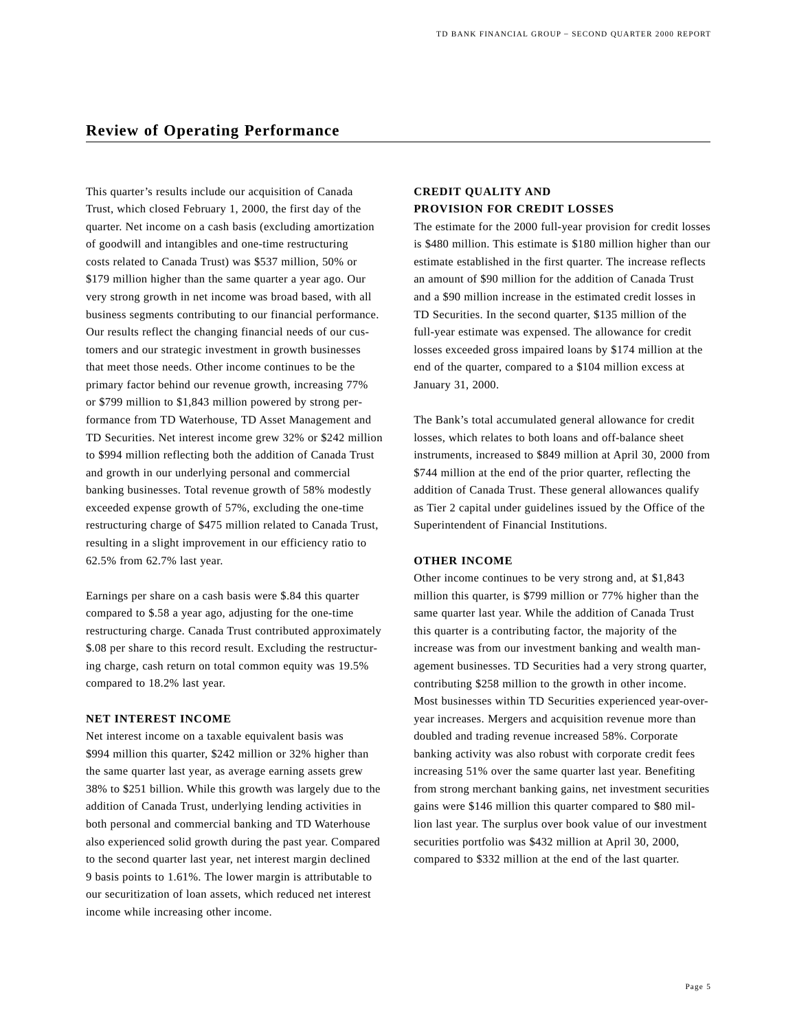## Review of Operating Performance

This quarter's results include our acquisition of Canada Trust, which closed February 1, 2000, the first day of the quarter. Net income on a cash basis (excluding amortization of goodwill and intangibles and one-time restructuring costs related to Canada Trust) was $537 million, 50% or $179 million higher than the same quarter a year ago. Our very strong growth in net income was broad based, with all business segments contributing to our financial performance. Our results reflect the changing financial needs of our customers and our strategic investment in growth businesses that meet those needs. Other income continues to be the primary factor behind our revenue growth, increasing 77% or $799 million to $1,843 million powered by strong performance from TD Waterhouse, TD Asset Management and TD Securities. Net interest income grew 32% or $242 million to $994 million reflecting both the addition of Canada Trust and growth in our underlying personal and commercial banking businesses. Total revenue growth of 58% modestly exceeded expense growth of 57%, excluding the one-time restructuring charge of $475 million related to Canada Trust, resulting in a slight improvement in our efficiency ratio to 62.5% from 62.7% last year.

Earnings per share on a cash basis were $.84 this quarter compared to $.58 a year ago, adjusting for the one-time restructuring charge. Canada Trust contributed approximately $.08 per share to this record result. Excluding the restructuring charge, cash return on total common equity was 19.5% compared to 18.2% last year.

### NET INTEREST INCOME

Net interest income on a taxable equivalent basis was $994 million this quarter, $242 million or 32% higher than the same quarter last year, as average earning assets grew 38% to $251 billion. While this growth was largely due to the addition of Canada Trust, underlying lending activities in both personal and commercial banking and TD Waterhouse also experienced solid growth during the past year. Compared to the second quarter last year, net interest margin declined 9 basis points to 1.61%. The lower margin is attributable to our securitization of loan assets, which reduced net interest income while increasing other income.

### CREDIT QUALITY AND PROVISION FOR CREDIT LOSSES

The estimate for the 2000 full-year provision for credit losses is $480 million. This estimate is $180 million higher than our estimate established in the first quarter. The increase reflects an amount of $90 million for the addition of Canada Trust and a $90 million increase in the estimated credit losses in TD Securities. In the second quarter, $135 million of the full-year estimate was expensed. The allowance for credit losses exceeded gross impaired loans by $174 million at the end of the quarter, compared to a $104 million excess at January 31, 2000.

The Bank's total accumulated general allowance for credit losses, which relates to both loans and off-balance sheet instruments, increased to $849 million at April 30, 2000 from $744 million at the end of the prior quarter, reflecting the addition of Canada Trust. These general allowances qualify as Tier 2 capital under guidelines issued by the Office of the Superintendent of Financial Institutions.

### OTHER INCOME

Other income continues to be very strong and, at $1,843 million this quarter, is $799 million or 77% higher than the same quarter last year. While the addition of Canada Trust this quarter is a contributing factor, the majority of the increase was from our investment banking and wealth management businesses. TD Securities had a very strong quarter, contributing $258 million to the growth in other income. Most businesses within TD Securities experienced year-over-year increases. Mergers and acquisition revenue more than doubled and trading revenue increased 58%. Corporate banking activity was also robust with corporate credit fees increasing 51% over the same quarter last year. Benefiting from strong merchant banking gains, net investment securities gains were $146 million this quarter compared to $80 million last year. The surplus over book value of our investment securities portfolio was $432 million at April 30, 2000, compared to $332 million at the end of the last quarter.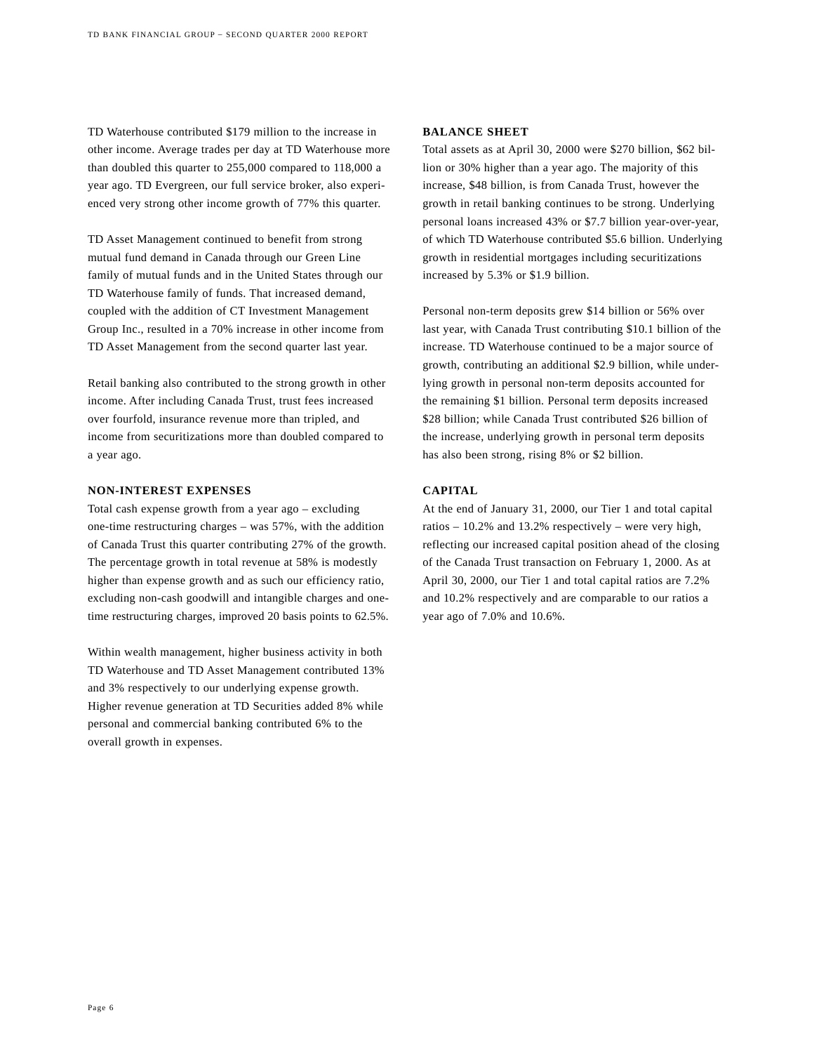TD Waterhouse contributed $179 million to the increase in other income. Average trades per day at TD Waterhouse more than doubled this quarter to 255,000 compared to 118,000 a year ago. TD Evergreen, our full service broker, also experienced very strong other income growth of 77% this quarter.

TD Asset Management continued to benefit from strong mutual fund demand in Canada through our Green Line family of mutual funds and in the United States through our TD Waterhouse family of funds. That increased demand, coupled with the addition of CT Investment Management Group Inc., resulted in a 70% increase in other income from TD Asset Management from the second quarter last year.

Retail banking also contributed to the strong growth in other income. After including Canada Trust, trust fees increased over fourfold, insurance revenue more than tripled, and income from securitizations more than doubled compared to a year ago.

## NON-INTEREST EXPENSES

Total cash expense growth from a year ago – excluding one-time restructuring charges – was 57%, with the addition of Canada Trust this quarter contributing 27% of the growth. The percentage growth in total revenue at 58% is modestly higher than expense growth and as such our efficiency ratio, excluding non-cash goodwill and intangible charges and one-time restructuring charges, improved 20 basis points to 62.5%.

Within wealth management, higher business activity in both TD Waterhouse and TD Asset Management contributed 13% and 3% respectively to our underlying expense growth. Higher revenue generation at TD Securities added 8% while personal and commercial banking contributed 6% to the overall growth in expenses.

## BALANCE SHEET

Total assets as at April 30, 2000 were $270 billion, $62 billion or 30% higher than a year ago. The majority of this increase, $48 billion, is from Canada Trust, however the growth in retail banking continues to be strong. Underlying personal loans increased 43% or $7.7 billion year-over-year, of which TD Waterhouse contributed $5.6 billion. Underlying growth in residential mortgages including securitizations increased by 5.3% or $1.9 billion.

Personal non-term deposits grew $14 billion or 56% over last year, with Canada Trust contributing $10.1 billion of the increase. TD Waterhouse continued to be a major source of growth, contributing an additional $2.9 billion, while underlying growth in personal non-term deposits accounted for the remaining $1 billion. Personal term deposits increased $28 billion; while Canada Trust contributed $26 billion of the increase, underlying growth in personal term deposits has also been strong, rising 8% or $2 billion.

## CAPITAL

At the end of January 31, 2000, our Tier 1 and total capital ratios – 10.2% and 13.2% respectively – were very high, reflecting our increased capital position ahead of the closing of the Canada Trust transaction on February 1, 2000. As at April 30, 2000, our Tier 1 and total capital ratios are 7.2% and 10.2% respectively and are comparable to our ratios a year ago of 7.0% and 10.6%.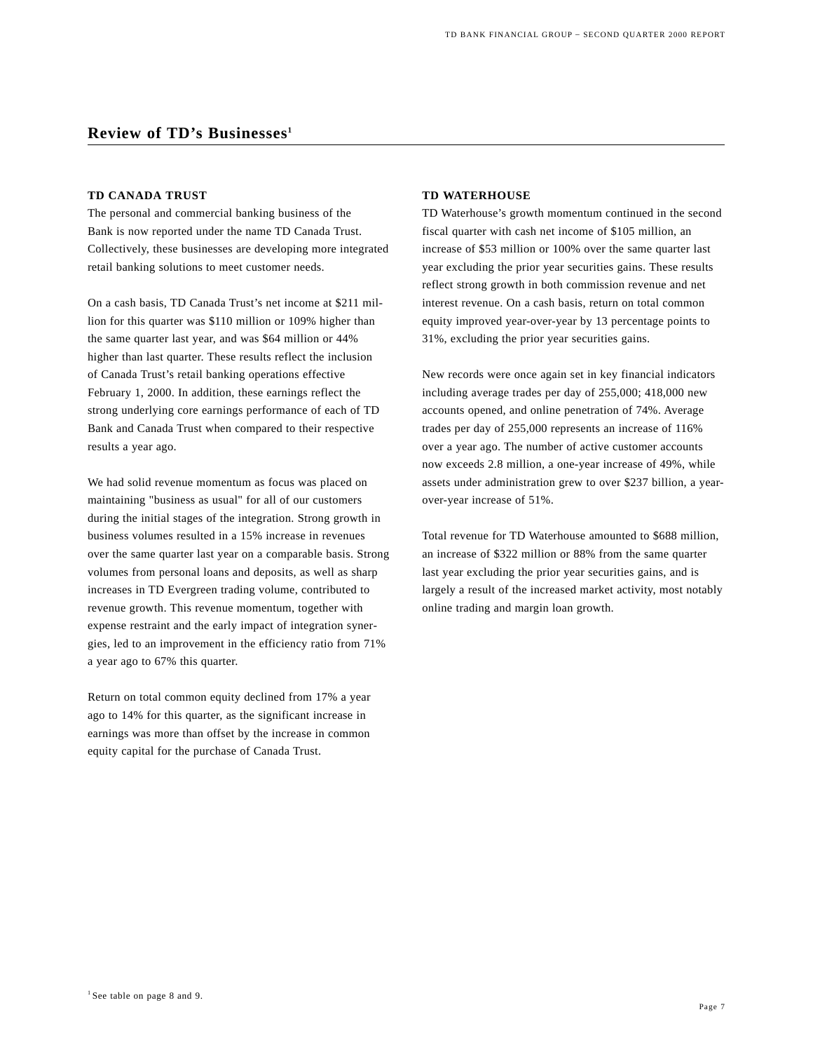## Review of TD's Businesses[1]

### TD CANADA TRUST

The personal and commercial banking business of the Bank is now reported under the name TD Canada Trust. Collectively, these businesses are developing more integrated retail banking solutions to meet customer needs.

On a cash basis, TD Canada Trust's net income at $211 million for this quarter was $110 million or 109% higher than the same quarter last year, and was $64 million or 44% higher than last quarter. These results reflect the inclusion of Canada Trust's retail banking operations effective February 1, 2000. In addition, these earnings reflect the strong underlying core earnings performance of each of TD Bank and Canada Trust when compared to their respective results a year ago.

We had solid revenue momentum as focus was placed on maintaining "business as usual" for all of our customers during the initial stages of the integration. Strong growth in business volumes resulted in a 15% increase in revenues over the same quarter last year on a comparable basis. Strong volumes from personal loans and deposits, as well as sharp increases in TD Evergreen trading volume, contributed to revenue growth. This revenue momentum, together with expense restraint and the early impact of integration synergies, led to an improvement in the efficiency ratio from 71% a year ago to 67% this quarter.

Return on total common equity declined from 17% a year ago to 14% for this quarter, as the significant increase in earnings was more than offset by the increase in common equity capital for the purchase of Canada Trust.

### TD WATERHOUSE

TD Waterhouse's growth momentum continued in the second fiscal quarter with cash net income of $105 million, an increase of $53 million or 100% over the same quarter last year excluding the prior year securities gains. These results reflect strong growth in both commission revenue and net interest revenue. On a cash basis, return on total common equity improved year-over-year by 13 percentage points to 31%, excluding the prior year securities gains.

New records were once again set in key financial indicators including average trades per day of 255,000; 418,000 new accounts opened, and online penetration of 74%. Average trades per day of 255,000 represents an increase of 116% over a year ago. The number of active customer accounts now exceeds 2.8 million, a one-year increase of 49%, while assets under administration grew to over $237 billion, a year-over-year increase of 51%.

Total revenue for TD Waterhouse amounted to $688 million, an increase of $322 million or 88% from the same quarter last year excluding the prior year securities gains, and is largely a result of the increased market activity, most notably online trading and margin loan growth.

[1] See table on page 8 and 9.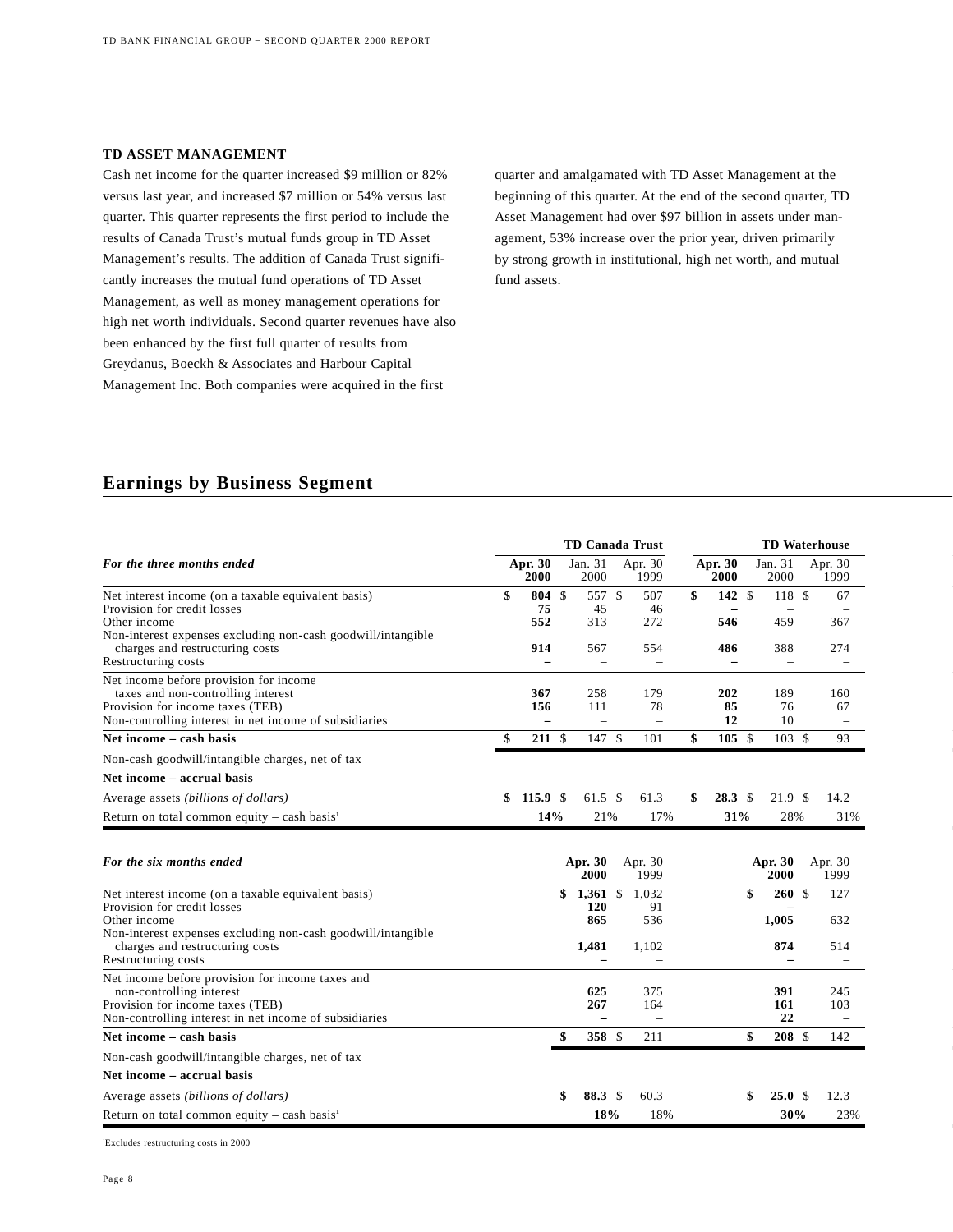### TD ASSET MANAGEMENT

Cash net income for the quarter increased $9 million or 82% versus last year, and increased $7 million or 54% versus last quarter. This quarter represents the first period to include the results of Canada Trust's mutual funds group in TD Asset Management's results. The addition of Canada Trust significantly increases the mutual fund operations of TD Asset Management, as well as money management operations for high net worth individuals. Second quarter revenues have also been enhanced by the first full quarter of results from Greydanus, Boeckh & Associates and Harbour Capital Management Inc. Both companies were acquired in the first quarter and amalgamated with TD Asset Management at the beginning of this quarter. At the end of the second quarter, TD Asset Management had over $97 billion in assets under management, 53% increase over the prior year, driven primarily by strong growth in institutional, high net worth, and mutual fund assets.

## Earnings by Business Segment

| *For the three months ended* | TD Canada Trust | | | TD Waterhouse | | |
|---|---|---|---|---|---|---|
| | **Apr. 30 2000** | Jan. 31 2000 | Apr. 30 1999 | **Apr. 30 2000** | Jan. 31 2000 | Apr. 30 1999 |
| Net interest income (on a taxable equivalent basis) | **$ 804** | $ 557 | $ 507 | **$ 142** | $ 118 | $ 67 |
| Provision for credit losses | **75** | 45 | 46 | **–** | – | – |
| Other income | **552** | 313 | 272 | **546** | 459 | 367 |
| Non-interest expenses excluding non-cash goodwill/intangible charges and restructuring costs | **914** | 567 | 554 | **486** | 388 | 274 |
| Restructuring costs | **–** | – | – | **–** | – | – |
| Net income before provision for income taxes and non-controlling interest | **367** | 258 | 179 | **202** | 189 | 160 |
| Provision for income taxes (TEB) | **156** | 111 | 78 | **85** | 76 | 67 |
| Non-controlling interest in net income of subsidiaries | **–** | – | – | **12** | 10 | – |
| **Net income – cash basis** | **$ 211** | $ 147 | $ 101 | **$ 105** | $ 103 | $ 93 |
| Non-cash goodwill/intangible charges, net of tax | | | | | | |
| **Net income – accrual basis** | | | | | | |
| Average assets *(billions of dollars)* | **$ 115.9** | $ 61.5 | $ 61.3 | **$ 28.3** | $ 21.9 | $ 14.2 |
| Return on total common equity – cash basis[1] | **14%** | 21% | 17% | **31%** | 28% | 31% |

| *For the six months ended* | TD Canada Trust | | TD Waterhouse | |
|---|---|---|---|---|
| | **Apr. 30 2000** | Apr. 30 1999 | **Apr. 30 2000** | Apr. 30 1999 |
| Net interest income (on a taxable equivalent basis) | **$ 1,361** | $ 1,032 | **$ 260** | $ 127 |
| Provision for credit losses | **120** | 91 | **–** | – |
| Other income | **865** | 536 | **1,005** | 632 |
| Non-interest expenses excluding non-cash goodwill/intangible charges and restructuring costs | **1,481** | 1,102 | **874** | 514 |
| Restructuring costs | **–** | – | **–** | – |
| Net income before provision for income taxes and non-controlling interest | **625** | 375 | **391** | 245 |
| Provision for income taxes (TEB) | **267** | 164 | **161** | 103 |
| Non-controlling interest in net income of subsidiaries | **–** | – | **22** | – |
| **Net income – cash basis** | **$ 358** | $ 211 | **$ 208** | $ 142 |
| Non-cash goodwill/intangible charges, net of tax | | | | |
| **Net income – accrual basis** | | | | |
| Average assets *(billions of dollars)* | **$ 88.3** | $ 60.3 | **$ 25.0** | $ 12.3 |
| Return on total common equity – cash basis[1] | **18%** | 18% | **30%** | 23% |

[1] Excludes restructuring costs in 2000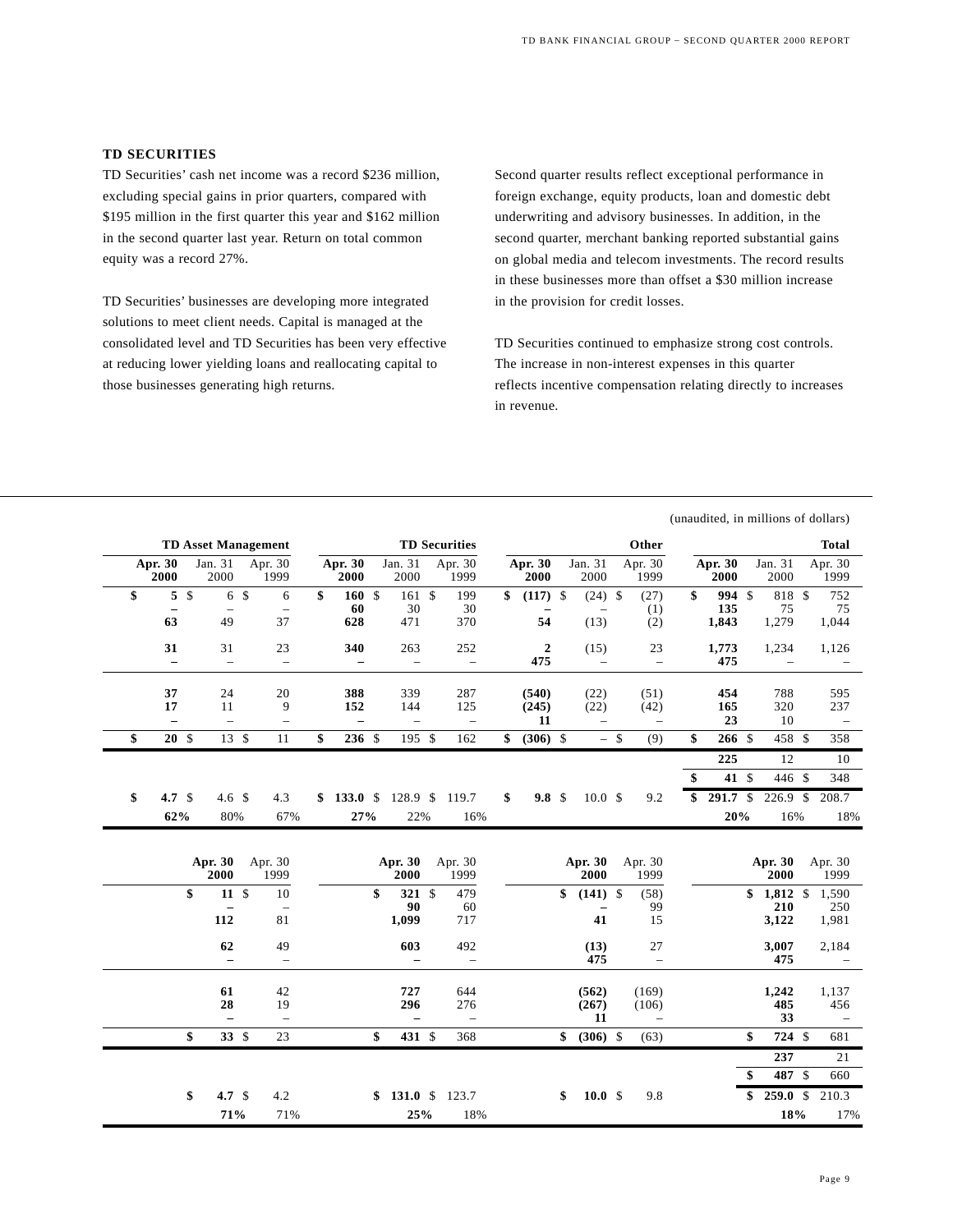## TD SECURITIES

TD Securities' cash net income was a record $236 million, excluding special gains in prior quarters, compared with $195 million in the first quarter this year and $162 million in the second quarter last year. Return on total common equity was a record 27%.

TD Securities' businesses are developing more integrated solutions to meet client needs. Capital is managed at the consolidated level and TD Securities has been very effective at reducing lower yielding loans and reallocating capital to those businesses generating high returns.

Second quarter results reflect exceptional performance in foreign exchange, equity products, loan and domestic debt underwriting and advisory businesses. In addition, in the second quarter, merchant banking reported substantial gains on global media and telecom investments. The record results in these businesses more than offset a $30 million increase in the provision for credit losses.

TD Securities continued to emphasize strong cost controls. The increase in non-interest expenses in this quarter reflects incentive compensation relating directly to increases in revenue.

(unaudited, in millions of dollars)

| TD Asset Management | | | TD Securities | | | Other | | | Total | | |
|---|---|---|---|---|---|---|---|---|---|---|---|
| **Apr. 30 2000** | Jan. 31 2000 | Apr. 30 1999 | **Apr. 30 2000** | Jan. 31 2000 | Apr. 30 1999 | **Apr. 30 2000** | Jan. 31 2000 | Apr. 30 1999 | **Apr. 30 2000** | Jan. 31 2000 | Apr. 30 1999 |
| **$ 5** | $ 6 | $ 6 | **$ 160** | $ 161 | $ 199 | **$ (117)** | $ (24) | $ (27) | **$ 994** | $ 818 | $ 752 |
| **–** | – | – | **60** | 30 | 30 | **–** | – | (1) | **135** | 75 | 75 |
| **63** | 49 | 37 | **628** | 471 | 370 | **54** | (13) | (2) | **1,843** | 1,279 | 1,044 |
| **31** | 31 | 23 | **340** | 263 | 252 | **2** | (15) | 23 | **1,773** | 1,234 | 1,126 |
| **–** | – | – | **–** | – | – | **475** | – | – | **475** | – | – |
| **37** | 24 | 20 | **388** | 339 | 287 | **(540)** | (22) | (51) | **454** | 788 | 595 |
| **17** | 11 | 9 | **152** | 144 | 125 | **(245)** | (22) | (42) | **165** | 320 | 237 |
| **–** | – | – | **–** | – | – | **11** | – | – | **23** | 10 | – |
| **$ 20** | $ 13 | $ 11 | **$ 236** | $ 195 | $ 162 | **$ (306)** | $ – | $ (9) | **$ 266** | $ 458 | $ 358 |
| | | | | | | | | | **225** | 12 | 10 |
| | | | | | | | | | **$ 41** | $ 446 | $ 348 |
| **$ 4.7** | $ 4.6 | $ 4.3 | **$ 133.0** | $ 128.9 | $ 119.7 | **$ 9.8** | $ 10.0 | $ 9.2 | **$ 291.7** | $ 226.9 | $ 208.7 |
| **62%** | 80% | 67% | **27%** | 22% | 16% | | | | **20%** | 16% | 18% |

| TD Asset Management | | TD Securities | | Other | | Total | |
|---|---|---|---|---|---|---|---|
| **Apr. 30 2000** | Apr. 30 1999 | **Apr. 30 2000** | Apr. 30 1999 | **Apr. 30 2000** | Apr. 30 1999 | **Apr. 30 2000** | Apr. 30 1999 |
| **$ 11** | $ 10 | **$ 321** | $ 479 | **$ (141)** | $ (58) | **$ 1,812** | $ 1,590 |
| **–** | – | **90** | 60 | **–** | 99 | **210** | 250 |
| **112** | 81 | **1,099** | 717 | **41** | 15 | **3,122** | 1,981 |
| **62** | 49 | **603** | 492 | **(13)** | 27 | **3,007** | 2,184 |
| **–** | – | **–** | – | **475** | – | **475** | – |
| **61** | 42 | **727** | 644 | **(562)** | (169) | **1,242** | 1,137 |
| **28** | 19 | **296** | 276 | **(267)** | (106) | **485** | 456 |
| **–** | – | **–** | – | **11** | – | **33** | – |
| **$ 33** | $ 23 | **$ 431** | $ 368 | **$ (306)** | $ (63) | **$ 724** | $ 681 |
| | | | | | | **237** | 21 |
| | | | | | | **$ 487** | $ 660 |
| **$ 4.7** | $ 4.2 | **$ 131.0** | $ 123.7 | **$ 10.0** | $ 9.8 | **$ 259.0** | $ 210.3 |
| **71%** | 71% | **25%** | 18% | | | **18%** | 17% |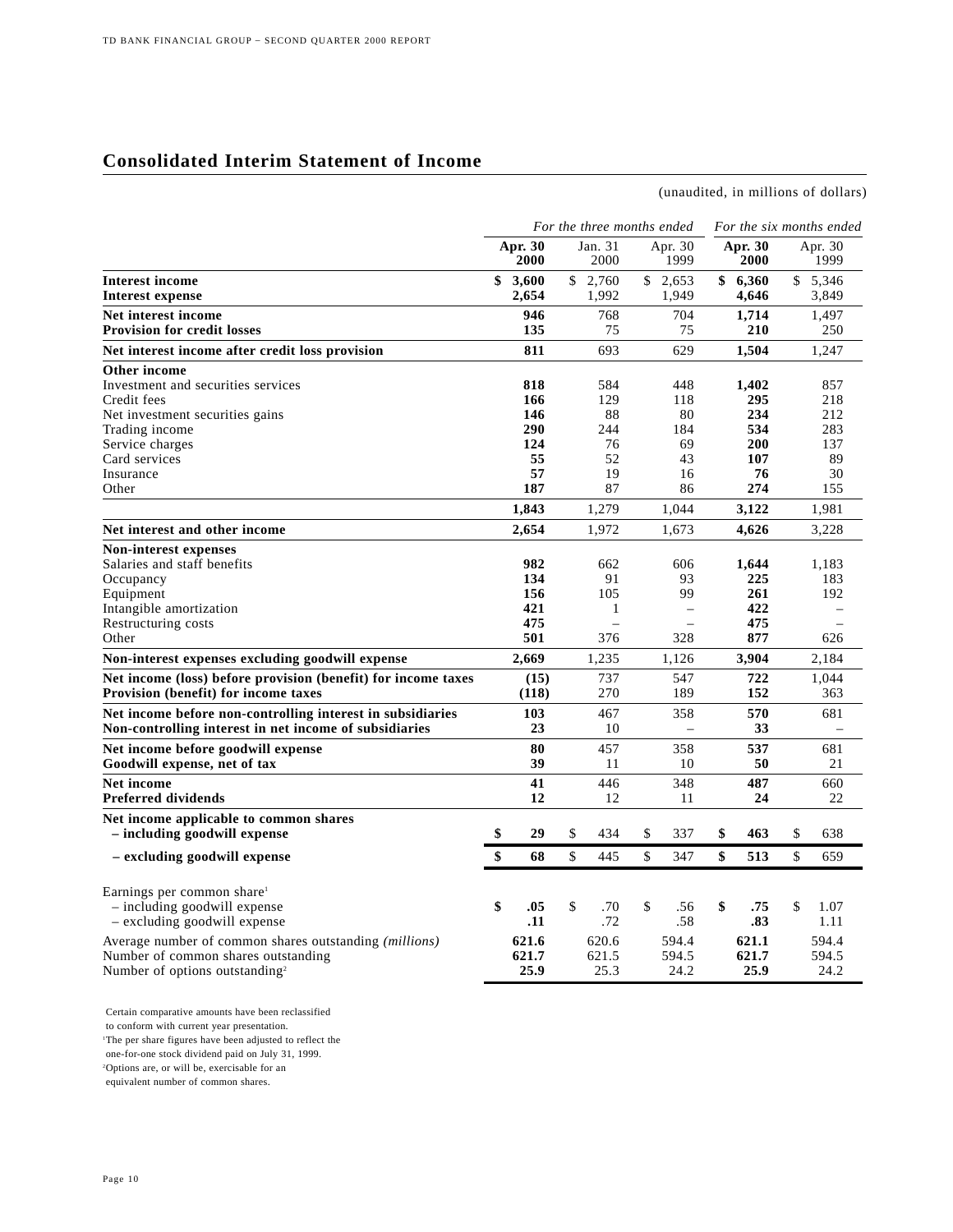## Consolidated Interim Statement of Income

(unaudited, in millions of dollars)

| | *For the three months ended* | | | *For the six months ended* | |
|---|---|---|---|---|---|
| | **Apr. 30 2000** | Jan. 31 2000 | Apr. 30 1999 | **Apr. 30 2000** | Apr. 30 1999 |
| **Interest income** | **$ 3,600** | $ 2,760 | $ 2,653 | **$ 6,360** | $ 5,346 |
| **Interest expense** | **2,654** | 1,992 | 1,949 | **4,646** | 3,849 |
| **Net interest income** | **946** | 768 | 704 | **1,714** | 1,497 |
| **Provision for credit losses** | **135** | 75 | 75 | **210** | 250 |
| **Net interest income after credit loss provision** | **811** | 693 | 629 | **1,504** | 1,247 |
| **Other income** | | | | | |
| Investment and securities services | **818** | 584 | 448 | **1,402** | 857 |
| Credit fees | **166** | 129 | 118 | **295** | 218 |
| Net investment securities gains | **146** | 88 | 80 | **234** | 212 |
| Trading income | **290** | 244 | 184 | **534** | 283 |
| Service charges | **124** | 76 | 69 | **200** | 137 |
| Card services | **55** | 52 | 43 | **107** | 89 |
| Insurance | **57** | 19 | 16 | **76** | 30 |
| Other | **187** | 87 | 86 | **274** | 155 |
| | **1,843** | 1,279 | 1,044 | **3,122** | 1,981 |
| **Net interest and other income** | **2,654** | 1,972 | 1,673 | **4,626** | 3,228 |
| **Non-interest expenses** | | | | | |
| Salaries and staff benefits | **982** | 662 | 606 | **1,644** | 1,183 |
| Occupancy | **134** | 91 | 93 | **225** | 183 |
| Equipment | **156** | 105 | 99 | **261** | 192 |
| Intangible amortization | **421** | 1 | – | **422** | – |
| Restructuring costs | **475** | – | – | **475** | – |
| Other | **501** | 376 | 328 | **877** | 626 |
| **Non-interest expenses excluding goodwill expense** | **2,669** | 1,235 | 1,126 | **3,904** | 2,184 |
| **Net income (loss) before provision (benefit) for income taxes** | **(15)** | 737 | 547 | **722** | 1,044 |
| **Provision (benefit) for income taxes** | **(118)** | 270 | 189 | **152** | 363 |
| **Net income before non-controlling interest in subsidiaries** | **103** | 467 | 358 | **570** | 681 |
| **Non-controlling interest in net income of subsidiaries** | **23** | 10 | – | **33** | – |
| **Net income before goodwill expense** | **80** | 457 | 358 | **537** | 681 |
| **Goodwill expense, net of tax** | **39** | 11 | 10 | **50** | 21 |
| **Net income** | **41** | 446 | 348 | **487** | 660 |
| **Preferred dividends** | **12** | 12 | 11 | **24** | 22 |
| **Net income applicable to common shares** | | | | | |
| **– including goodwill expense** | **$ 29** | $ 434 | $ 337 | **$ 463** | $ 638 |
| **– excluding goodwill expense** | **$ 68** | $ 445 | $ 347 | **$ 513** | $ 659 |
| Earnings per common share[1] | | | | | |
| – including goodwill expense | **$ .05** | $ .70 | $ .56 | **$ .75** | $ 1.07 |
| – excluding goodwill expense | **.11** | .72 | .58 | **.83** | 1.11 |
| Average number of common shares outstanding *(millions)* | **621.6** | 620.6 | 594.4 | **621.1** | 594.4 |
| Number of common shares outstanding | **621.7** | 621.5 | 594.5 | **621.7** | 594.5 |
| Number of options outstanding[2] | **25.9** | 25.3 | 24.2 | **25.9** | 24.2 |

Certain comparative amounts have been reclassified to conform with current year presentation.

[1]The per share figures have been adjusted to reflect the one-for-one stock dividend paid on July 31, 1999.

[2]Options are, or will be, exercisable for an equivalent number of common shares.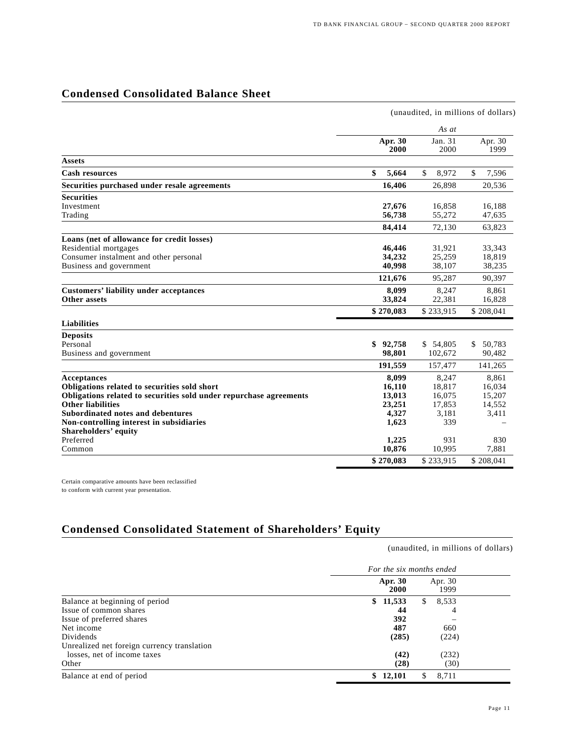## Condensed Consolidated Balance Sheet

(unaudited, in millions of dollars)

| | As at | | |
|---|---|---|---|
| | **Apr. 30 2000** | Jan. 31 2000 | Apr. 30 1999 |
| **Assets** | | | |
| **Cash resources** | **$ 5,664** | $ 8,972 | $ 7,596 |
| **Securities purchased under resale agreements** | **16,406** | 26,898 | 20,536 |
| **Securities** | | | |
| Investment | **27,676** | 16,858 | 16,188 |
| Trading | **56,738** | 55,272 | 47,635 |
| | **84,414** | 72,130 | 63,823 |
| **Loans (net of allowance for credit losses)** | | | |
| Residential mortgages | **46,446** | 31,921 | 33,343 |
| Consumer instalment and other personal | **34,232** | 25,259 | 18,819 |
| Business and government | **40,998** | 38,107 | 38,235 |
| | **121,676** | 95,287 | 90,397 |
| **Customers' liability under acceptances** | **8,099** | 8,247 | 8,861 |
| **Other assets** | **33,824** | 22,381 | 16,828 |
| | **$ 270,083** | $ 233,915 | $ 208,041 |
| **Liabilities** | | | |
| **Deposits** | | | |
| Personal | **$ 92,758** | $ 54,805 | $ 50,783 |
| Business and government | **98,801** | 102,672 | 90,482 |
| | **191,559** | 157,477 | 141,265 |
| **Acceptances** | **8,099** | 8,247 | 8,861 |
| **Obligations related to securities sold short** | **16,110** | 18,817 | 16,034 |
| **Obligations related to securities sold under repurchase agreements** | **13,013** | 16,075 | 15,207 |
| **Other liabilities** | **23,251** | 17,853 | 14,552 |
| **Subordinated notes and debentures** | **4,327** | 3,181 | 3,411 |
| **Non-controlling interest in subsidiaries** | **1,623** | 339 | – |
| **Shareholders' equity** | | | |
| Preferred | **1,225** | 931 | 830 |
| Common | **10,876** | 10,995 | 7,881 |
| | **$ 270,083** | $ 233,915 | $ 208,041 |

Certain comparative amounts have been reclassified to conform with current year presentation.

## Condensed Consolidated Statement of Shareholders' Equity

(unaudited, in millions of dollars)

| | For the six months ended | |
|---|---|---|
| | **Apr. 30 2000** | Apr. 30 1999 |
| Balance at beginning of period | **$ 11,533** | $ 8,533 |
| Issue of common shares | **44** | 4 |
| Issue of preferred shares | **392** | – |
| Net income | **487** | 660 |
| Dividends | **(285)** | (224) |
| Unrealized net foreign currency translation losses, net of income taxes | **(42)** | (232) |
| Other | **(28)** | (30) |
| Balance at end of period | **$ 12,101** | $ 8,711 |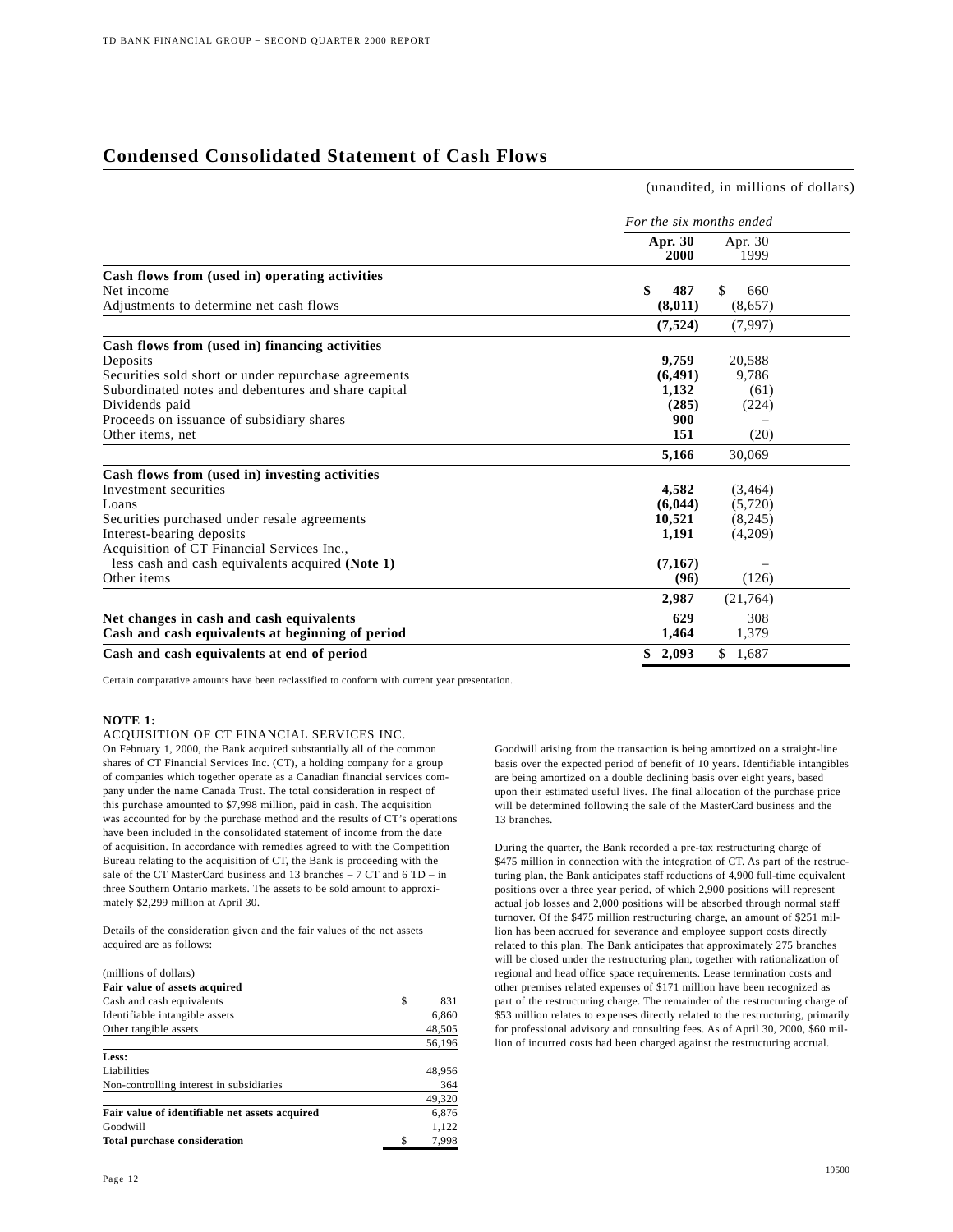## Condensed Consolidated Statement of Cash Flows

(unaudited, in millions of dollars)

| | For the six months ended | |
|---|---|---|
| | **Apr. 30 2000** | Apr. 30 1999 |
| **Cash flows from (used in) operating activities** | | |
| Net income | **$ 487** | $ 660 |
| Adjustments to determine net cash flows | **(8,011)** | (8,657) |
| | **(7,524)** | (7,997) |
| **Cash flows from (used in) financing activities** | | |
| Deposits | **9,759** | 20,588 |
| Securities sold short or under repurchase agreements | **(6,491)** | 9,786 |
| Subordinated notes and debentures and share capital | **1,132** | (61) |
| Dividends paid | **(285)** | (224) |
| Proceeds on issuance of subsidiary shares | **900** | – |
| Other items, net | **151** | (20) |
| | **5,166** | 30,069 |
| **Cash flows from (used in) investing activities** | | |
| Investment securities | **4,582** | (3,464) |
| Loans | **(6,044)** | (5,720) |
| Securities purchased under resale agreements | **10,521** | (8,245) |
| Interest-bearing deposits | **1,191** | (4,209) |
| Acquisition of CT Financial Services Inc., less cash and cash equivalents acquired **(Note 1)** | **(7,167)** | – |
| Other items | **(96)** | (126) |
| | **2,987** | (21,764) |
| **Net changes in cash and cash equivalents** | **629** | 308 |
| **Cash and cash equivalents at beginning of period** | **1,464** | 1,379 |
| **Cash and cash equivalents at end of period** | **$ 2,093** | $ 1,687 |

Certain comparative amounts have been reclassified to conform with current year presentation.

**NOTE 1:**

ACQUISITION OF CT FINANCIAL SERVICES INC.

On February 1, 2000, the Bank acquired substantially all of the common shares of CT Financial Services Inc. (CT), a holding company for a group of companies which together operate as a Canadian financial services company under the name Canada Trust. The total consideration in respect of this purchase amounted to $7,998 million, paid in cash. The acquisition was accounted for by the purchase method and the results of CT's operations have been included in the consolidated statement of income from the date of acquisition. In accordance with remedies agreed to with the Competition Bureau relating to the acquisition of CT, the Bank is proceeding with the sale of the CT MasterCard business and 13 branches – 7 CT and 6 TD – in three Southern Ontario markets. The assets to be sold amount to approximately $2,299 million at April 30.

Details of the consideration given and the fair values of the net assets acquired are as follows:

| (millions of dollars) | |
|---|---|
| **Fair value of assets acquired** | |
| Cash and cash equivalents | $ 831 |
| Identifiable intangible assets | 6,860 |
| Other tangible assets | 48,505 |
| | 56,196 |
| **Less:** | |
| Liabilities | 48,956 |
| Non-controlling interest in subsidiaries | 364 |
| | 49,320 |
| **Fair value of identifiable net assets acquired** | 6,876 |
| Goodwill | 1,122 |
| **Total purchase consideration** | $ 7,998 |

Goodwill arising from the transaction is being amortized on a straight-line basis over the expected period of benefit of 10 years. Identifiable intangibles are being amortized on a double declining basis over eight years, based upon their estimated useful lives. The final allocation of the purchase price will be determined following the sale of the MasterCard business and the 13 branches.

During the quarter, the Bank recorded a pre-tax restructuring charge of $475 million in connection with the integration of CT. As part of the restructuring plan, the Bank anticipates staff reductions of 4,900 full-time equivalent positions over a three year period, of which 2,900 positions will represent actual job losses and 2,000 positions will be absorbed through normal staff turnover. Of the $475 million restructuring charge, an amount of $251 million has been accrued for severance and employee support costs directly related to this plan. The Bank anticipates that approximately 275 branches will be closed under the restructuring plan, together with rationalization of regional and head office space requirements. Lease termination costs and other premises related expenses of $171 million have been recognized as part of the restructuring charge. The remainder of the restructuring charge of $53 million relates to expenses directly related to the restructuring, primarily for professional advisory and consulting fees. As of April 30, 2000, $60 million of incurred costs had been charged against the restructuring accrual.

19500